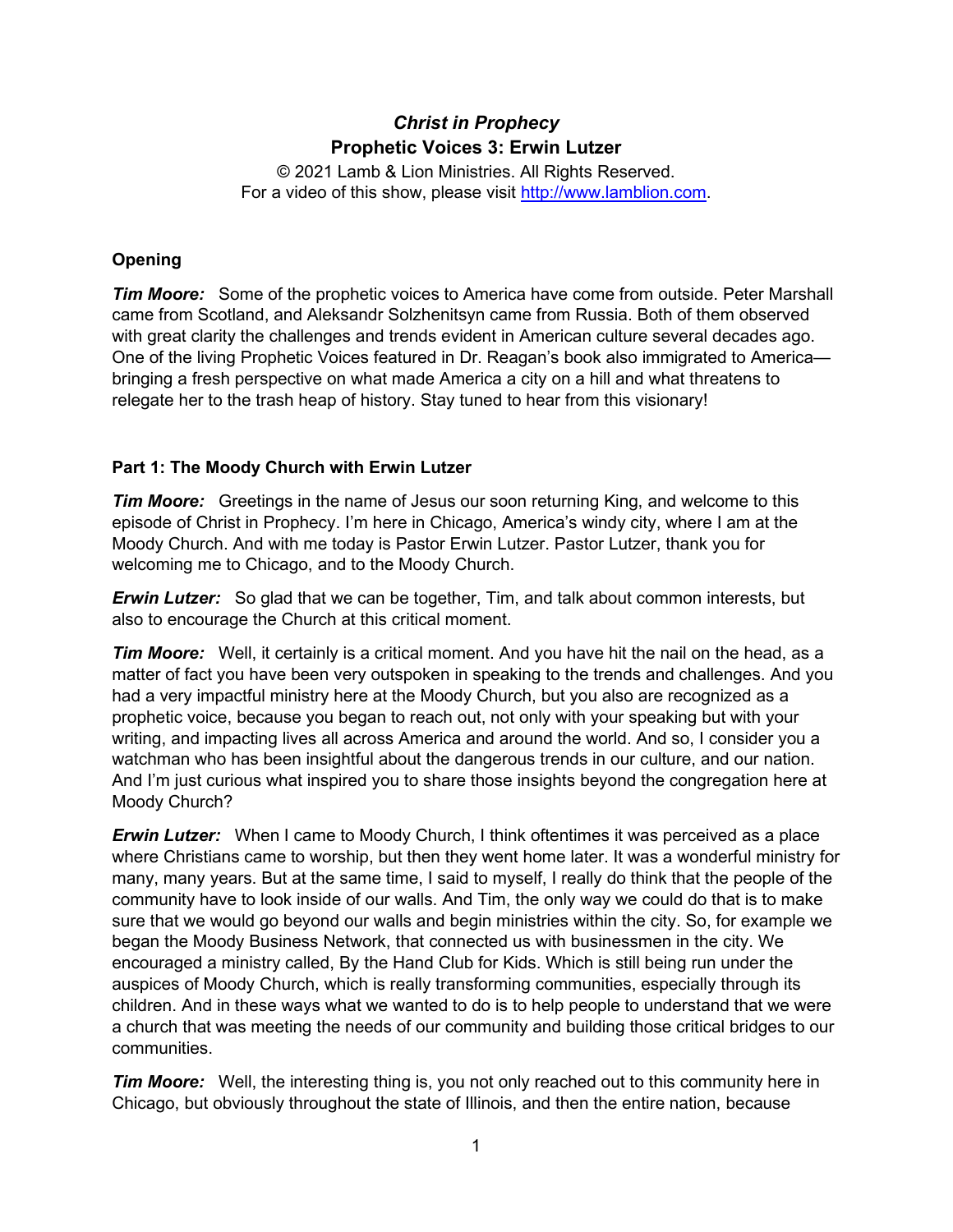# *Christ in Prophecy*
## Prophetic Voices 3: Erwin Lutzer

© 2021 Lamb & Lion Ministries. All Rights Reserved.
For a video of this show, please visit http://www.lamblion.com.

### Opening

***Tim Moore:*** Some of the prophetic voices to America have come from outside. Peter Marshall came from Scotland, and Aleksandr Solzhenitsyn came from Russia. Both of them observed with great clarity the challenges and trends evident in American culture several decades ago. One of the living Prophetic Voices featured in Dr. Reagan's book also immigrated to America—bringing a fresh perspective on what made America a city on a hill and what threatens to relegate her to the trash heap of history. Stay tuned to hear from this visionary!

### Part 1: The Moody Church with Erwin Lutzer

***Tim Moore:*** Greetings in the name of Jesus our soon returning King, and welcome to this episode of Christ in Prophecy. I'm here in Chicago, America's windy city, where I am at the Moody Church. And with me today is Pastor Erwin Lutzer. Pastor Lutzer, thank you for welcoming me to Chicago, and to the Moody Church.

***Erwin Lutzer:*** So glad that we can be together, Tim, and talk about common interests, but also to encourage the Church at this critical moment.

***Tim Moore:*** Well, it certainly is a critical moment. And you have hit the nail on the head, as a matter of fact you have been very outspoken in speaking to the trends and challenges. And you had a very impactful ministry here at the Moody Church, but you also are recognized as a prophetic voice, because you began to reach out, not only with your speaking but with your writing, and impacting lives all across America and around the world. And so, I consider you a watchman who has been insightful about the dangerous trends in our culture, and our nation. And I'm just curious what inspired you to share those insights beyond the congregation here at Moody Church?

***Erwin Lutzer:*** When I came to Moody Church, I think oftentimes it was perceived as a place where Christians came to worship, but then they went home later. It was a wonderful ministry for many, many years. But at the same time, I said to myself, I really do think that the people of the community have to look inside of our walls. And Tim, the only way we could do that is to make sure that we would go beyond our walls and begin ministries within the city. So, for example we began the Moody Business Network, that connected us with businessmen in the city. We encouraged a ministry called, By the Hand Club for Kids. Which is still being run under the auspices of Moody Church, which is really transforming communities, especially through its children. And in these ways what we wanted to do is to help people to understand that we were a church that was meeting the needs of our community and building those critical bridges to our communities.

***Tim Moore:*** Well, the interesting thing is, you not only reached out to this community here in Chicago, but obviously throughout the state of Illinois, and then the entire nation, because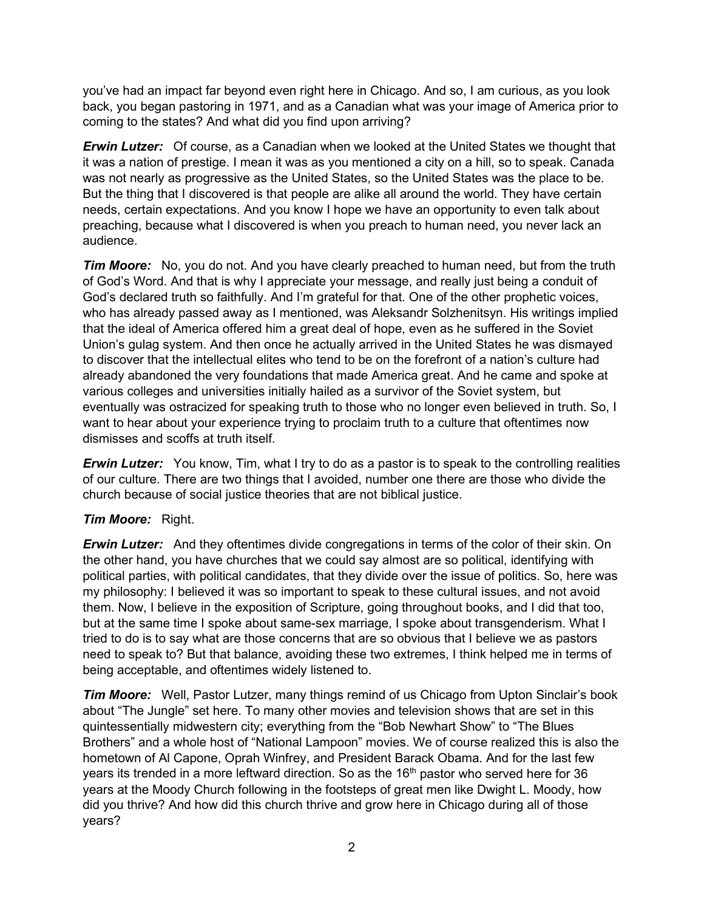you've had an impact far beyond even right here in Chicago. And so, I am curious, as you look back, you began pastoring in 1971, and as a Canadian what was your image of America prior to coming to the states? And what did you find upon arriving?

***Erwin Lutzer:*** Of course, as a Canadian when we looked at the United States we thought that it was a nation of prestige. I mean it was as you mentioned a city on a hill, so to speak. Canada was not nearly as progressive as the United States, so the United States was the place to be. But the thing that I discovered is that people are alike all around the world. They have certain needs, certain expectations. And you know I hope we have an opportunity to even talk about preaching, because what I discovered is when you preach to human need, you never lack an audience.

***Tim Moore:*** No, you do not. And you have clearly preached to human need, but from the truth of God's Word. And that is why I appreciate your message, and really just being a conduit of God's declared truth so faithfully. And I'm grateful for that. One of the other prophetic voices, who has already passed away as I mentioned, was Aleksandr Solzhenitsyn. His writings implied that the ideal of America offered him a great deal of hope, even as he suffered in the Soviet Union's gulag system. And then once he actually arrived in the United States he was dismayed to discover that the intellectual elites who tend to be on the forefront of a nation's culture had already abandoned the very foundations that made America great. And he came and spoke at various colleges and universities initially hailed as a survivor of the Soviet system, but eventually was ostracized for speaking truth to those who no longer even believed in truth. So, I want to hear about your experience trying to proclaim truth to a culture that oftentimes now dismisses and scoffs at truth itself.

***Erwin Lutzer:*** You know, Tim, what I try to do as a pastor is to speak to the controlling realities of our culture. There are two things that I avoided, number one there are those who divide the church because of social justice theories that are not biblical justice.

***Tim Moore:*** Right.

***Erwin Lutzer:*** And they oftentimes divide congregations in terms of the color of their skin. On the other hand, you have churches that we could say almost are so political, identifying with political parties, with political candidates, that they divide over the issue of politics. So, here was my philosophy: I believed it was so important to speak to these cultural issues, and not avoid them. Now, I believe in the exposition of Scripture, going throughout books, and I did that too, but at the same time I spoke about same-sex marriage, I spoke about transgenderism. What I tried to do is to say what are those concerns that are so obvious that I believe we as pastors need to speak to? But that balance, avoiding these two extremes, I think helped me in terms of being acceptable, and oftentimes widely listened to.

***Tim Moore:*** Well, Pastor Lutzer, many things remind of us Chicago from Upton Sinclair's book about "The Jungle" set here. To many other movies and television shows that are set in this quintessentially midwestern city; everything from the "Bob Newhart Show" to "The Blues Brothers" and a whole host of "National Lampoon" movies. We of course realized this is also the hometown of Al Capone, Oprah Winfrey, and President Barack Obama. And for the last few years its trended in a more leftward direction. So as the 16th pastor who served here for 36 years at the Moody Church following in the footsteps of great men like Dwight L. Moody, how did you thrive? And how did this church thrive and grow here in Chicago during all of those years?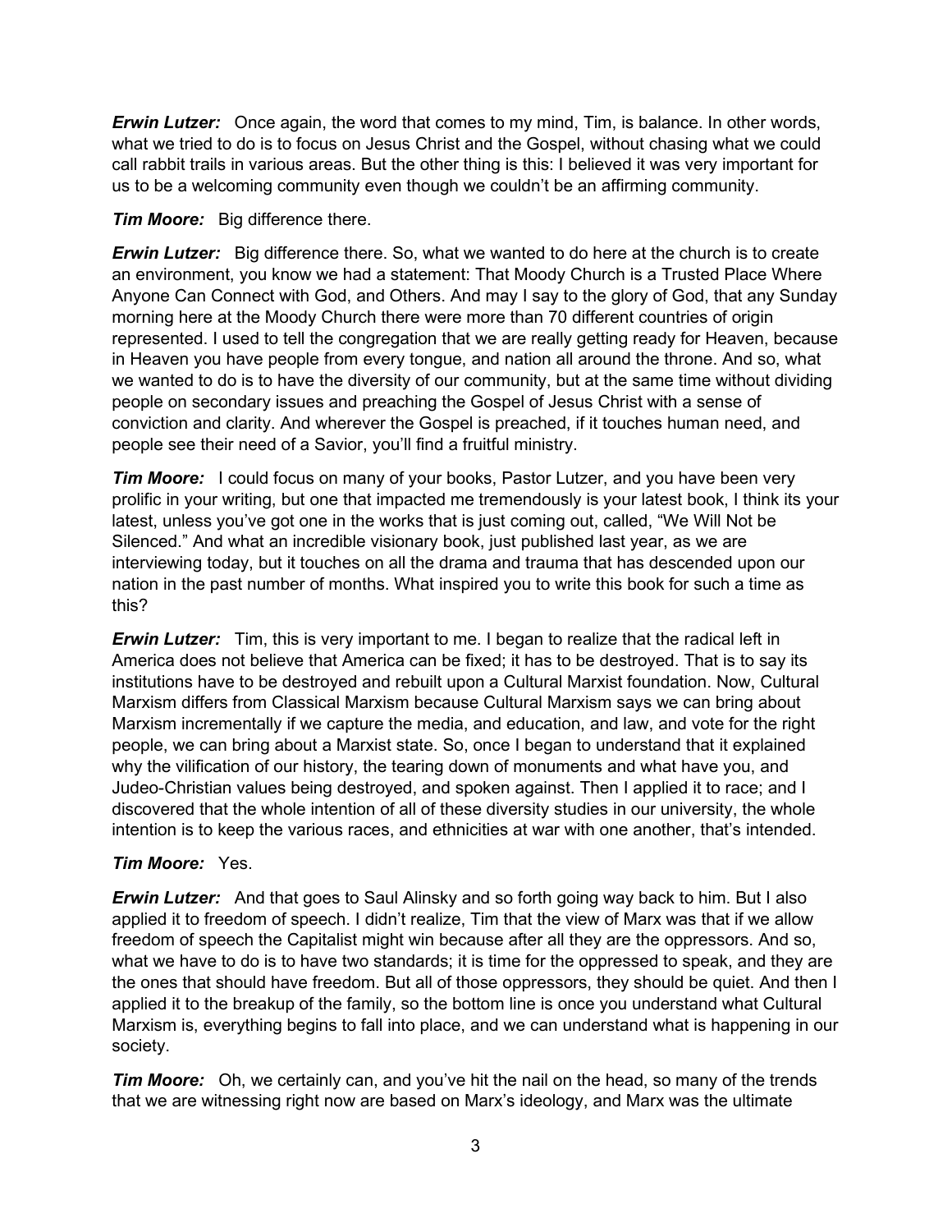***Erwin Lutzer:*** Once again, the word that comes to my mind, Tim, is balance. In other words, what we tried to do is to focus on Jesus Christ and the Gospel, without chasing what we could call rabbit trails in various areas. But the other thing is this: I believed it was very important for us to be a welcoming community even though we couldn't be an affirming community.

***Tim Moore:*** Big difference there.

***Erwin Lutzer:*** Big difference there. So, what we wanted to do here at the church is to create an environment, you know we had a statement: That Moody Church is a Trusted Place Where Anyone Can Connect with God, and Others. And may I say to the glory of God, that any Sunday morning here at the Moody Church there were more than 70 different countries of origin represented. I used to tell the congregation that we are really getting ready for Heaven, because in Heaven you have people from every tongue, and nation all around the throne. And so, what we wanted to do is to have the diversity of our community, but at the same time without dividing people on secondary issues and preaching the Gospel of Jesus Christ with a sense of conviction and clarity. And wherever the Gospel is preached, if it touches human need, and people see their need of a Savior, you'll find a fruitful ministry.

***Tim Moore:*** I could focus on many of your books, Pastor Lutzer, and you have been very prolific in your writing, but one that impacted me tremendously is your latest book, I think its your latest, unless you've got one in the works that is just coming out, called, "We Will Not be Silenced." And what an incredible visionary book, just published last year, as we are interviewing today, but it touches on all the drama and trauma that has descended upon our nation in the past number of months. What inspired you to write this book for such a time as this?

***Erwin Lutzer:*** Tim, this is very important to me. I began to realize that the radical left in America does not believe that America can be fixed; it has to be destroyed. That is to say its institutions have to be destroyed and rebuilt upon a Cultural Marxist foundation. Now, Cultural Marxism differs from Classical Marxism because Cultural Marxism says we can bring about Marxism incrementally if we capture the media, and education, and law, and vote for the right people, we can bring about a Marxist state. So, once I began to understand that it explained why the vilification of our history, the tearing down of monuments and what have you, and Judeo-Christian values being destroyed, and spoken against. Then I applied it to race; and I discovered that the whole intention of all of these diversity studies in our university, the whole intention is to keep the various races, and ethnicities at war with one another, that's intended.

***Tim Moore:*** Yes.

***Erwin Lutzer:*** And that goes to Saul Alinsky and so forth going way back to him. But I also applied it to freedom of speech. I didn't realize, Tim that the view of Marx was that if we allow freedom of speech the Capitalist might win because after all they are the oppressors. And so, what we have to do is to have two standards; it is time for the oppressed to speak, and they are the ones that should have freedom. But all of those oppressors, they should be quiet. And then I applied it to the breakup of the family, so the bottom line is once you understand what Cultural Marxism is, everything begins to fall into place, and we can understand what is happening in our society.

***Tim Moore:*** Oh, we certainly can, and you've hit the nail on the head, so many of the trends that we are witnessing right now are based on Marx's ideology, and Marx was the ultimate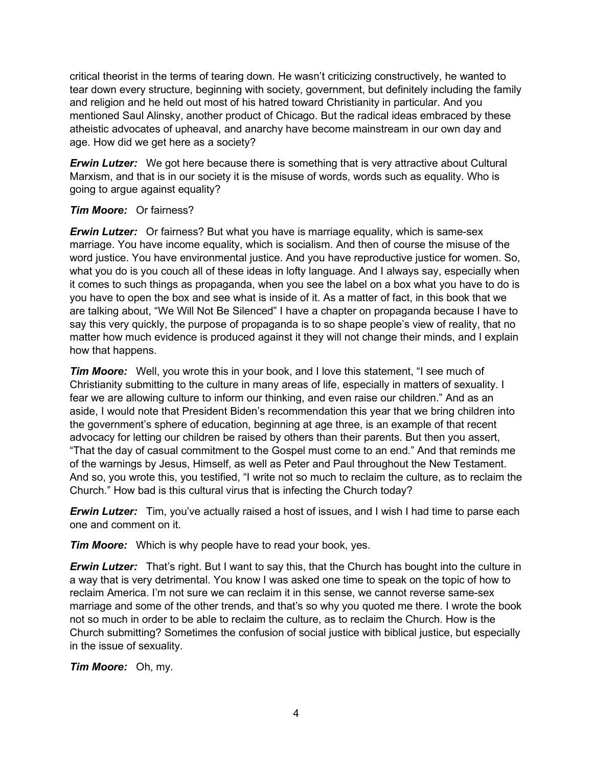critical theorist in the terms of tearing down. He wasn't criticizing constructively, he wanted to tear down every structure, beginning with society, government, but definitely including the family and religion and he held out most of his hatred toward Christianity in particular. And you mentioned Saul Alinsky, another product of Chicago. But the radical ideas embraced by these atheistic advocates of upheaval, and anarchy have become mainstream in our own day and age. How did we get here as a society?

***Erwin Lutzer:*** We got here because there is something that is very attractive about Cultural Marxism, and that is in our society it is the misuse of words, words such as equality. Who is going to argue against equality?

***Tim Moore:*** Or fairness?

***Erwin Lutzer:*** Or fairness? But what you have is marriage equality, which is same-sex marriage. You have income equality, which is socialism. And then of course the misuse of the word justice. You have environmental justice. And you have reproductive justice for women. So, what you do is you couch all of these ideas in lofty language. And I always say, especially when it comes to such things as propaganda, when you see the label on a box what you have to do is you have to open the box and see what is inside of it. As a matter of fact, in this book that we are talking about, "We Will Not Be Silenced" I have a chapter on propaganda because I have to say this very quickly, the purpose of propaganda is to so shape people's view of reality, that no matter how much evidence is produced against it they will not change their minds, and I explain how that happens.

***Tim Moore:*** Well, you wrote this in your book, and I love this statement, "I see much of Christianity submitting to the culture in many areas of life, especially in matters of sexuality. I fear we are allowing culture to inform our thinking, and even raise our children." And as an aside, I would note that President Biden's recommendation this year that we bring children into the government's sphere of education, beginning at age three, is an example of that recent advocacy for letting our children be raised by others than their parents. But then you assert, "That the day of casual commitment to the Gospel must come to an end." And that reminds me of the warnings by Jesus, Himself, as well as Peter and Paul throughout the New Testament. And so, you wrote this, you testified, "I write not so much to reclaim the culture, as to reclaim the Church." How bad is this cultural virus that is infecting the Church today?

***Erwin Lutzer:*** Tim, you've actually raised a host of issues, and I wish I had time to parse each one and comment on it.

***Tim Moore:*** Which is why people have to read your book, yes.

***Erwin Lutzer:*** That's right. But I want to say this, that the Church has bought into the culture in a way that is very detrimental. You know I was asked one time to speak on the topic of how to reclaim America. I'm not sure we can reclaim it in this sense, we cannot reverse same-sex marriage and some of the other trends, and that's so why you quoted me there. I wrote the book not so much in order to be able to reclaim the culture, as to reclaim the Church. How is the Church submitting? Sometimes the confusion of social justice with biblical justice, but especially in the issue of sexuality.

***Tim Moore:*** Oh, my.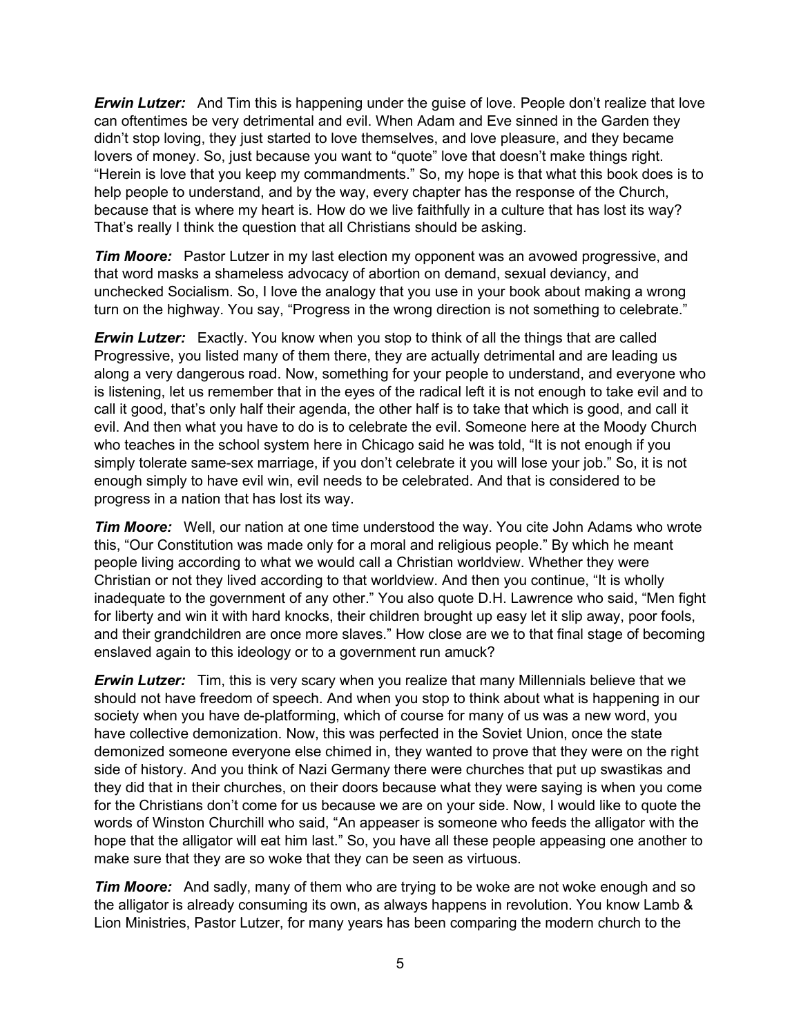***Erwin Lutzer:*** And Tim this is happening under the guise of love. People don't realize that love can oftentimes be very detrimental and evil. When Adam and Eve sinned in the Garden they didn't stop loving, they just started to love themselves, and love pleasure, and they became lovers of money. So, just because you want to "quote" love that doesn't make things right. "Herein is love that you keep my commandments." So, my hope is that what this book does is to help people to understand, and by the way, every chapter has the response of the Church, because that is where my heart is. How do we live faithfully in a culture that has lost its way? That's really I think the question that all Christians should be asking.

***Tim Moore:*** Pastor Lutzer in my last election my opponent was an avowed progressive, and that word masks a shameless advocacy of abortion on demand, sexual deviancy, and unchecked Socialism. So, I love the analogy that you use in your book about making a wrong turn on the highway. You say, "Progress in the wrong direction is not something to celebrate."

***Erwin Lutzer:*** Exactly. You know when you stop to think of all the things that are called Progressive, you listed many of them there, they are actually detrimental and are leading us along a very dangerous road. Now, something for your people to understand, and everyone who is listening, let us remember that in the eyes of the radical left it is not enough to take evil and to call it good, that's only half their agenda, the other half is to take that which is good, and call it evil. And then what you have to do is to celebrate the evil. Someone here at the Moody Church who teaches in the school system here in Chicago said he was told, "It is not enough if you simply tolerate same-sex marriage, if you don't celebrate it you will lose your job." So, it is not enough simply to have evil win, evil needs to be celebrated. And that is considered to be progress in a nation that has lost its way.

***Tim Moore:*** Well, our nation at one time understood the way. You cite John Adams who wrote this, "Our Constitution was made only for a moral and religious people." By which he meant people living according to what we would call a Christian worldview. Whether they were Christian or not they lived according to that worldview. And then you continue, "It is wholly inadequate to the government of any other." You also quote D.H. Lawrence who said, "Men fight for liberty and win it with hard knocks, their children brought up easy let it slip away, poor fools, and their grandchildren are once more slaves." How close are we to that final stage of becoming enslaved again to this ideology or to a government run amuck?

***Erwin Lutzer:*** Tim, this is very scary when you realize that many Millennials believe that we should not have freedom of speech. And when you stop to think about what is happening in our society when you have de-platforming, which of course for many of us was a new word, you have collective demonization. Now, this was perfected in the Soviet Union, once the state demonized someone everyone else chimed in, they wanted to prove that they were on the right side of history. And you think of Nazi Germany there were churches that put up swastikas and they did that in their churches, on their doors because what they were saying is when you come for the Christians don't come for us because we are on your side. Now, I would like to quote the words of Winston Churchill who said, "An appeaser is someone who feeds the alligator with the hope that the alligator will eat him last." So, you have all these people appeasing one another to make sure that they are so woke that they can be seen as virtuous.

***Tim Moore:*** And sadly, many of them who are trying to be woke are not woke enough and so the alligator is already consuming its own, as always happens in revolution. You know Lamb & Lion Ministries, Pastor Lutzer, for many years has been comparing the modern church to the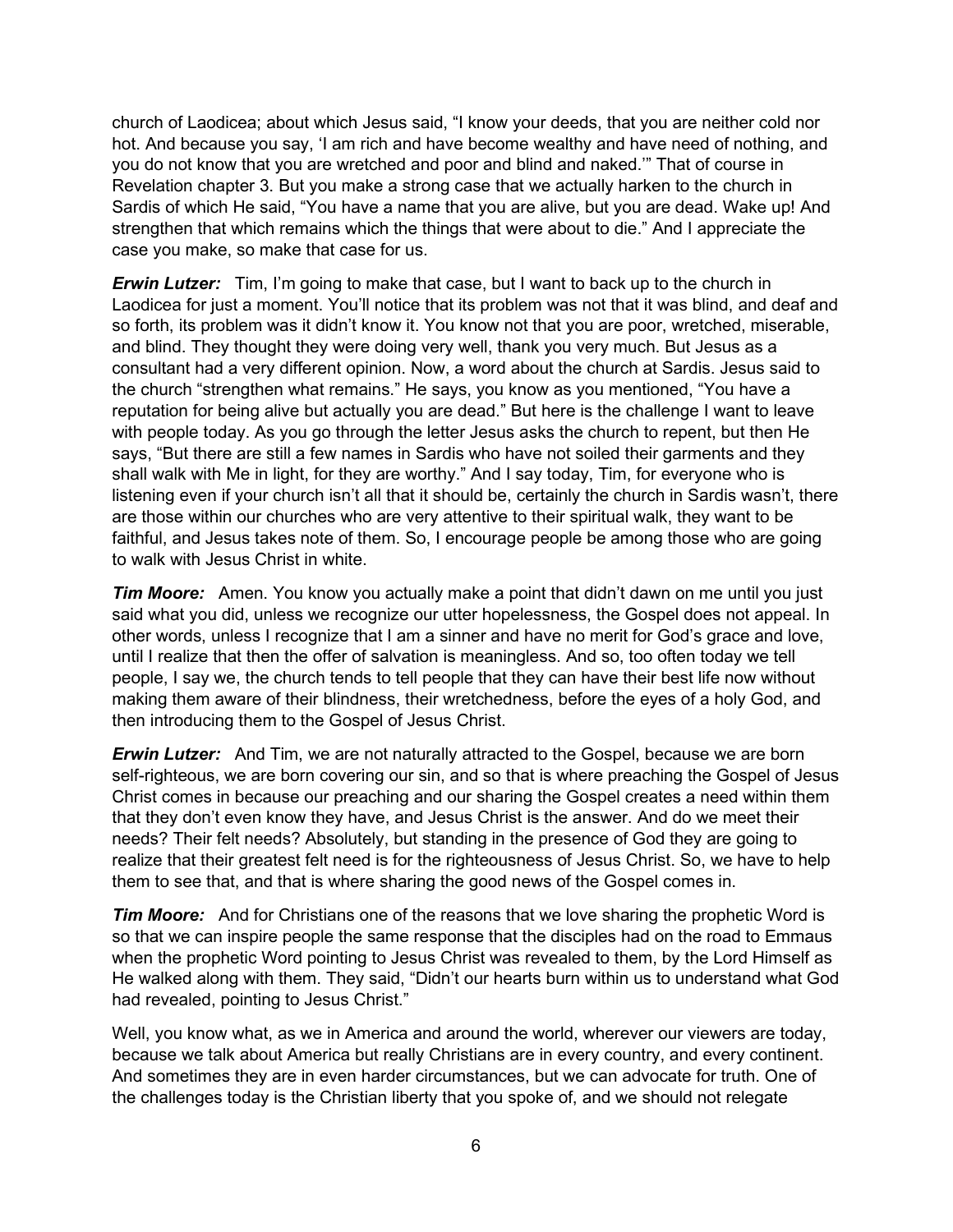church of Laodicea; about which Jesus said, "I know your deeds, that you are neither cold nor hot. And because you say, 'I am rich and have become wealthy and have need of nothing, and you do not know that you are wretched and poor and blind and naked.'" That of course in Revelation chapter 3. But you make a strong case that we actually harken to the church in Sardis of which He said, "You have a name that you are alive, but you are dead. Wake up! And strengthen that which remains which the things that were about to die." And I appreciate the case you make, so make that case for us.

***Erwin Lutzer:*** Tim, I'm going to make that case, but I want to back up to the church in Laodicea for just a moment. You'll notice that its problem was not that it was blind, and deaf and so forth, its problem was it didn't know it. You know not that you are poor, wretched, miserable, and blind. They thought they were doing very well, thank you very much. But Jesus as a consultant had a very different opinion. Now, a word about the church at Sardis. Jesus said to the church "strengthen what remains." He says, you know as you mentioned, "You have a reputation for being alive but actually you are dead." But here is the challenge I want to leave with people today. As you go through the letter Jesus asks the church to repent, but then He says, "But there are still a few names in Sardis who have not soiled their garments and they shall walk with Me in light, for they are worthy." And I say today, Tim, for everyone who is listening even if your church isn't all that it should be, certainly the church in Sardis wasn't, there are those within our churches who are very attentive to their spiritual walk, they want to be faithful, and Jesus takes note of them. So, I encourage people be among those who are going to walk with Jesus Christ in white.

***Tim Moore:*** Amen. You know you actually make a point that didn't dawn on me until you just said what you did, unless we recognize our utter hopelessness, the Gospel does not appeal. In other words, unless I recognize that I am a sinner and have no merit for God's grace and love, until I realize that then the offer of salvation is meaningless. And so, too often today we tell people, I say we, the church tends to tell people that they can have their best life now without making them aware of their blindness, their wretchedness, before the eyes of a holy God, and then introducing them to the Gospel of Jesus Christ.

***Erwin Lutzer:*** And Tim, we are not naturally attracted to the Gospel, because we are born self-righteous, we are born covering our sin, and so that is where preaching the Gospel of Jesus Christ comes in because our preaching and our sharing the Gospel creates a need within them that they don't even know they have, and Jesus Christ is the answer. And do we meet their needs? Their felt needs? Absolutely, but standing in the presence of God they are going to realize that their greatest felt need is for the righteousness of Jesus Christ. So, we have to help them to see that, and that is where sharing the good news of the Gospel comes in.

***Tim Moore:*** And for Christians one of the reasons that we love sharing the prophetic Word is so that we can inspire people the same response that the disciples had on the road to Emmaus when the prophetic Word pointing to Jesus Christ was revealed to them, by the Lord Himself as He walked along with them. They said, "Didn't our hearts burn within us to understand what God had revealed, pointing to Jesus Christ."

Well, you know what, as we in America and around the world, wherever our viewers are today, because we talk about America but really Christians are in every country, and every continent. And sometimes they are in even harder circumstances, but we can advocate for truth. One of the challenges today is the Christian liberty that you spoke of, and we should not relegate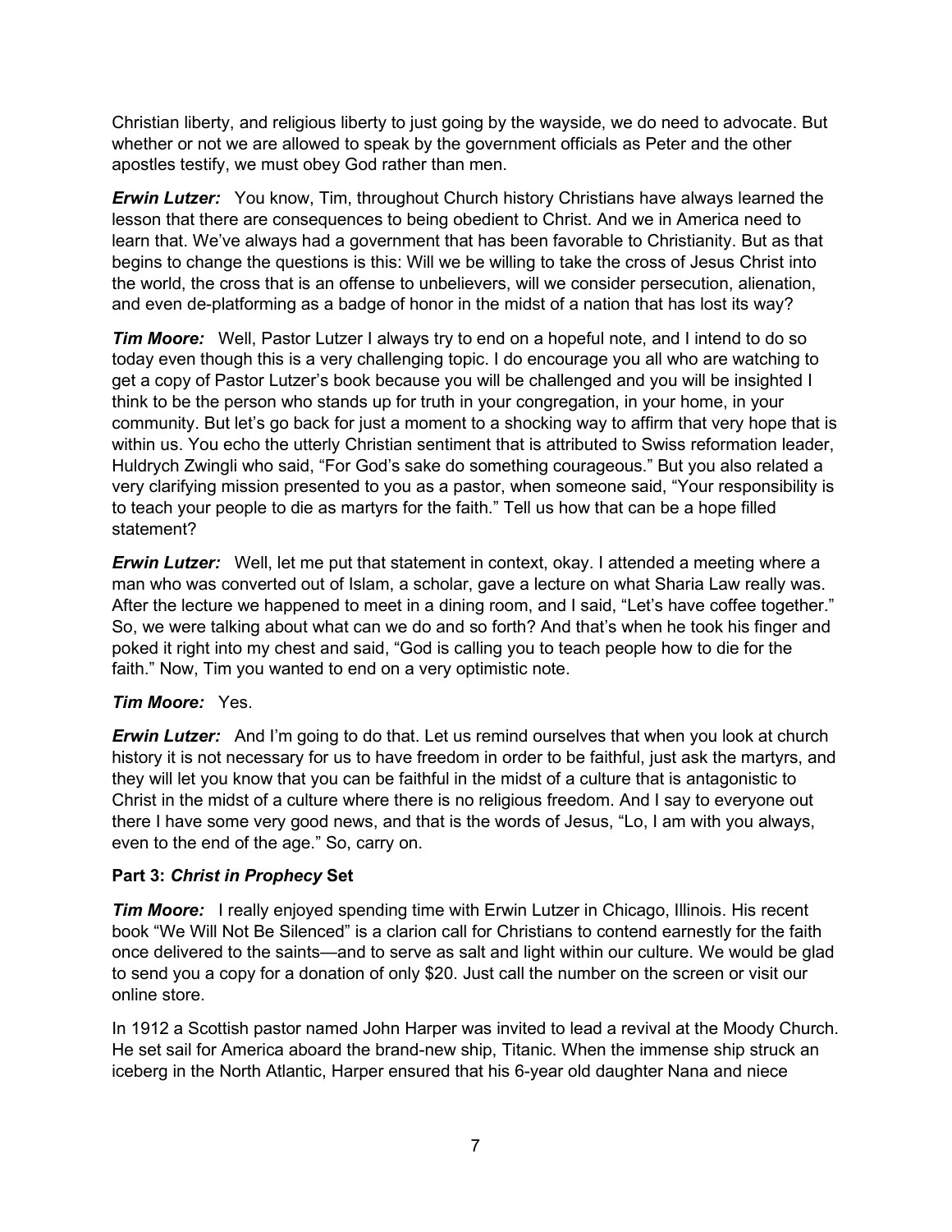Christian liberty, and religious liberty to just going by the wayside, we do need to advocate. But whether or not we are allowed to speak by the government officials as Peter and the other apostles testify, we must obey God rather than men.

***Erwin Lutzer:*** You know, Tim, throughout Church history Christians have always learned the lesson that there are consequences to being obedient to Christ. And we in America need to learn that. We've always had a government that has been favorable to Christianity. But as that begins to change the questions is this: Will we be willing to take the cross of Jesus Christ into the world, the cross that is an offense to unbelievers, will we consider persecution, alienation, and even de-platforming as a badge of honor in the midst of a nation that has lost its way?

***Tim Moore:*** Well, Pastor Lutzer I always try to end on a hopeful note, and I intend to do so today even though this is a very challenging topic. I do encourage you all who are watching to get a copy of Pastor Lutzer's book because you will be challenged and you will be insighted I think to be the person who stands up for truth in your congregation, in your home, in your community. But let's go back for just a moment to a shocking way to affirm that very hope that is within us. You echo the utterly Christian sentiment that is attributed to Swiss reformation leader, Huldrych Zwingli who said, "For God's sake do something courageous." But you also related a very clarifying mission presented to you as a pastor, when someone said, "Your responsibility is to teach your people to die as martyrs for the faith." Tell us how that can be a hope filled statement?

***Erwin Lutzer:*** Well, let me put that statement in context, okay. I attended a meeting where a man who was converted out of Islam, a scholar, gave a lecture on what Sharia Law really was. After the lecture we happened to meet in a dining room, and I said, "Let's have coffee together." So, we were talking about what can we do and so forth? And that's when he took his finger and poked it right into my chest and said, "God is calling you to teach people how to die for the faith." Now, Tim you wanted to end on a very optimistic note.

***Tim Moore:*** Yes.

***Erwin Lutzer:*** And I'm going to do that. Let us remind ourselves that when you look at church history it is not necessary for us to have freedom in order to be faithful, just ask the martyrs, and they will let you know that you can be faithful in the midst of a culture that is antagonistic to Christ in the midst of a culture where there is no religious freedom. And I say to everyone out there I have some very good news, and that is the words of Jesus, "Lo, I am with you always, even to the end of the age." So, carry on.

**Part 3: *Christ in Prophecy* Set**

***Tim Moore:*** I really enjoyed spending time with Erwin Lutzer in Chicago, Illinois. His recent book "We Will Not Be Silenced" is a clarion call for Christians to contend earnestly for the faith once delivered to the saints—and to serve as salt and light within our culture. We would be glad to send you a copy for a donation of only $20. Just call the number on the screen or visit our online store.

In 1912 a Scottish pastor named John Harper was invited to lead a revival at the Moody Church. He set sail for America aboard the brand-new ship, Titanic. When the immense ship struck an iceberg in the North Atlantic, Harper ensured that his 6-year old daughter Nana and niece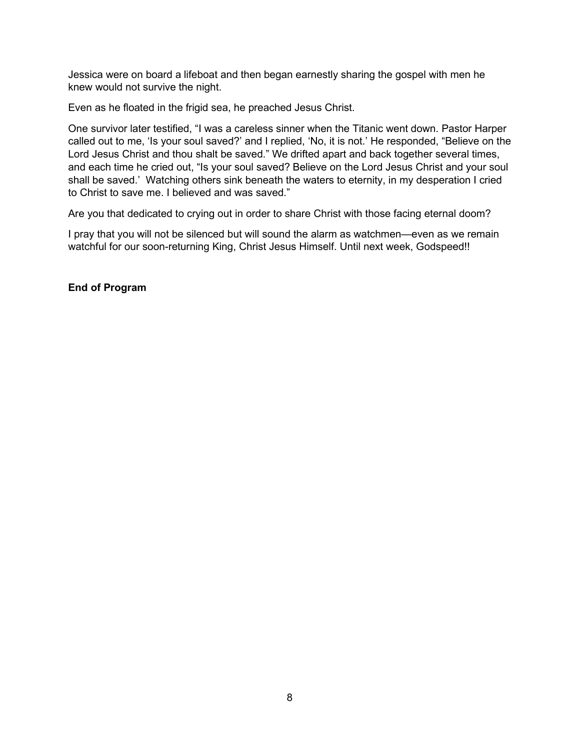Jessica were on board a lifeboat and then began earnestly sharing the gospel with men he knew would not survive the night.

Even as he floated in the frigid sea, he preached Jesus Christ.

One survivor later testified, “I was a careless sinner when the Titanic went down. Pastor Harper called out to me, ‘Is your soul saved?’ and I replied, ‘No, it is not.’ He responded, “Believe on the Lord Jesus Christ and thou shalt be saved.” We drifted apart and back together several times, and each time he cried out, “Is your soul saved? Believe on the Lord Jesus Christ and your soul shall be saved.’ Watching others sink beneath the waters to eternity, in my desperation I cried to Christ to save me. I believed and was saved.”

Are you that dedicated to crying out in order to share Christ with those facing eternal doom?

I pray that you will not be silenced but will sound the alarm as watchmen—even as we remain watchful for our soon-returning King, Christ Jesus Himself. Until next week, Godspeed!!

**End of Program**